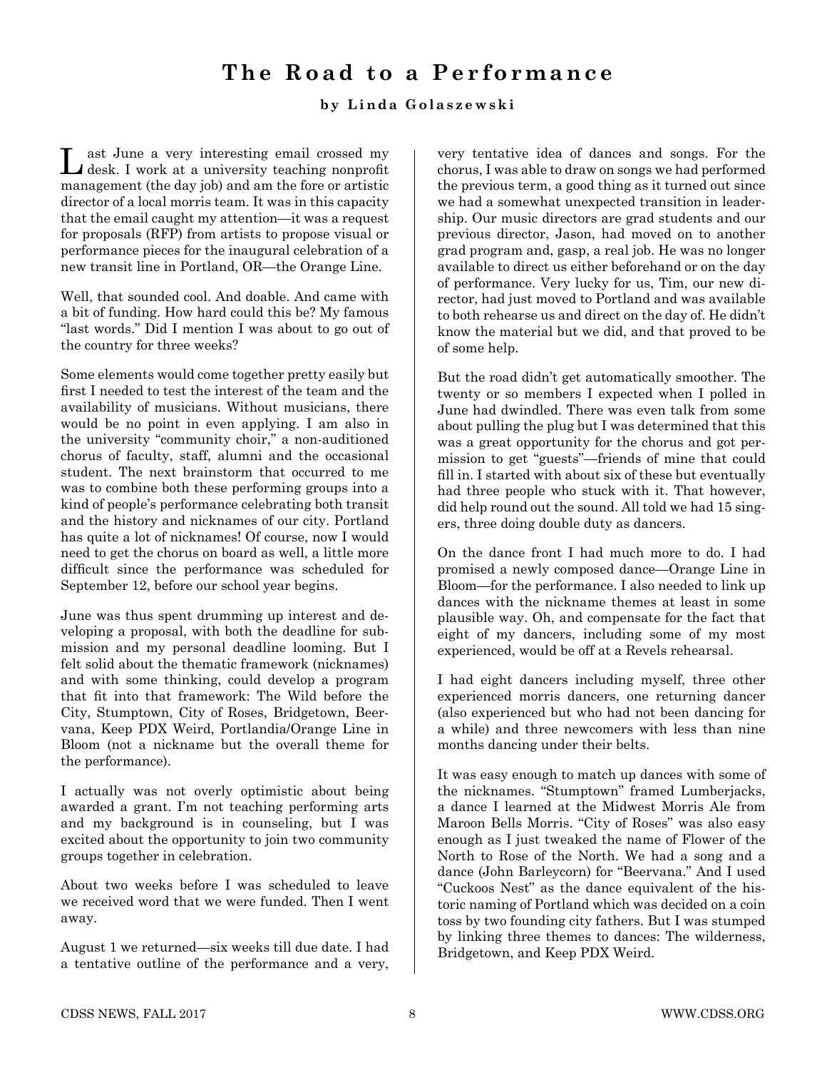# The Road to a Performance

**by Linda Golaszewski**

Last June a very interesting email crossed my desk. I work at a university teaching nonprofit management (the day job) and am the fore or artistic director of a local morris team. It was in this capacity that the email caught my attention—it was a request for proposals (RFP) from artists to propose visual or performance pieces for the inaugural celebration of a new transit line in Portland, OR—the Orange Line.

Well, that sounded cool. And doable. And came with a bit of funding. How hard could this be? My famous "last words." Did I mention I was about to go out of the country for three weeks?

Some elements would come together pretty easily but first I needed to test the interest of the team and the availability of musicians. Without musicians, there would be no point in even applying. I am also in the university "community choir," a non-auditioned chorus of faculty, staff, alumni and the occasional student. The next brainstorm that occurred to me was to combine both these performing groups into a kind of people's performance celebrating both transit and the history and nicknames of our city. Portland has quite a lot of nicknames! Of course, now I would need to get the chorus on board as well, a little more difficult since the performance was scheduled for September 12, before our school year begins.

June was thus spent drumming up interest and developing a proposal, with both the deadline for submission and my personal deadline looming. But I felt solid about the thematic framework (nicknames) and with some thinking, could develop a program that fit into that framework: The Wild before the City, Stumptown, City of Roses, Bridgetown, Beervana, Keep PDX Weird, Portlandia/Orange Line in Bloom (not a nickname but the overall theme for the performance).

I actually was not overly optimistic about being awarded a grant. I'm not teaching performing arts and my background is in counseling, but I was excited about the opportunity to join two community groups together in celebration.

About two weeks before I was scheduled to leave we received word that we were funded. Then I went away.

August 1 we returned—six weeks till due date. I had a tentative outline of the performance and a very, very tentative idea of dances and songs. For the chorus, I was able to draw on songs we had performed the previous term, a good thing as it turned out since we had a somewhat unexpected transition in leadership. Our music directors are grad students and our previous director, Jason, had moved on to another grad program and, gasp, a real job. He was no longer available to direct us either beforehand or on the day of performance. Very lucky for us, Tim, our new director, had just moved to Portland and was available to both rehearse us and direct on the day of. He didn't know the material but we did, and that proved to be of some help.

But the road didn't get automatically smoother. The twenty or so members I expected when I polled in June had dwindled. There was even talk from some about pulling the plug but I was determined that this was a great opportunity for the chorus and got permission to get "guests"—friends of mine that could fill in. I started with about six of these but eventually had three people who stuck with it. That however, did help round out the sound. All told we had 15 singers, three doing double duty as dancers.

On the dance front I had much more to do. I had promised a newly composed dance—Orange Line in Bloom—for the performance. I also needed to link up dances with the nickname themes at least in some plausible way. Oh, and compensate for the fact that eight of my dancers, including some of my most experienced, would be off at a Revels rehearsal.

I had eight dancers including myself, three other experienced morris dancers, one returning dancer (also experienced but who had not been dancing for a while) and three newcomers with less than nine months dancing under their belts.

It was easy enough to match up dances with some of the nicknames. "Stumptown" framed Lumberjacks, a dance I learned at the Midwest Morris Ale from Maroon Bells Morris. "City of Roses" was also easy enough as I just tweaked the name of Flower of the North to Rose of the North. We had a song and a dance (John Barleycorn) for "Beervana." And I used "Cuckoos Nest" as the dance equivalent of the historic naming of Portland which was decided on a coin toss by two founding city fathers. But I was stumped by linking three themes to dances: The wilderness, Bridgetown, and Keep PDX Weird.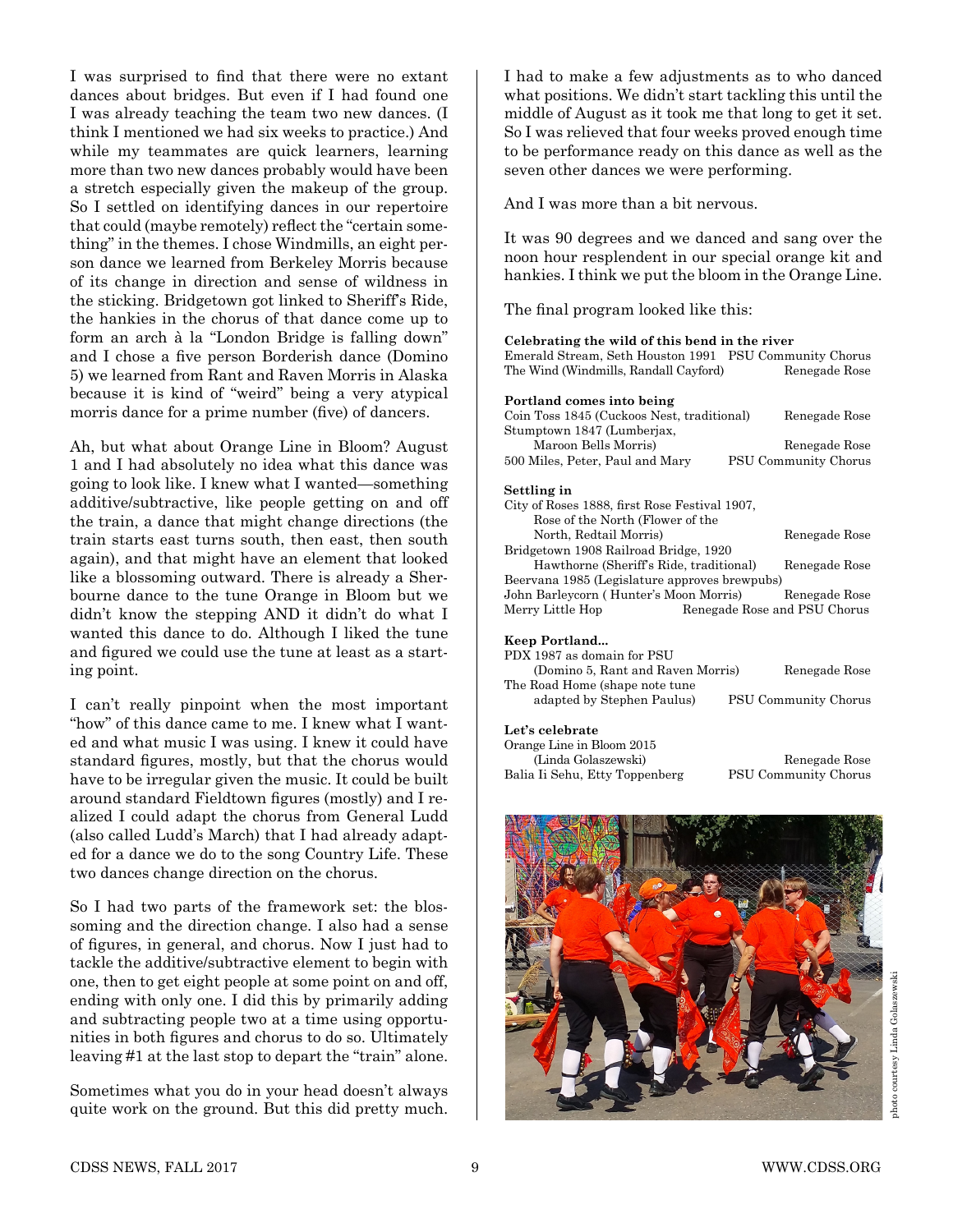I was surprised to find that there were no extant dances about bridges. But even if I had found one I was already teaching the team two new dances. (I think I mentioned we had six weeks to practice.) And while my teammates are quick learners, learning more than two new dances probably would have been a stretch especially given the makeup of the group. So I settled on identifying dances in our repertoire that could (maybe remotely) reflect the "certain something" in the themes. I chose Windmills, an eight person dance we learned from Berkeley Morris because of its change in direction and sense of wildness in the sticking. Bridgetown got linked to Sheriff's Ride, the hankies in the chorus of that dance come up to form an arch à la "London Bridge is falling down" and I chose a five person Borderish dance (Domino 5) we learned from Rant and Raven Morris in Alaska because it is kind of "weird" being a very atypical morris dance for a prime number (five) of dancers.

Ah, but what about Orange Line in Bloom? August 1 and I had absolutely no idea what this dance was going to look like. I knew what I wanted—something additive/subtractive, like people getting on and off the train, a dance that might change directions (the train starts east turns south, then east, then south again), and that might have an element that looked like a blossoming outward. There is already a Sherbourne dance to the tune Orange in Bloom but we didn't know the stepping AND it didn't do what I wanted this dance to do. Although I liked the tune and figured we could use the tune at least as a starting point.

I can't really pinpoint when the most important "how" of this dance came to me. I knew what I wanted and what music I was using. I knew it could have standard figures, mostly, but that the chorus would have to be irregular given the music. It could be built around standard Fieldtown figures (mostly) and I realized I could adapt the chorus from General Ludd (also called Ludd's March) that I had already adapted for a dance we do to the song Country Life. These two dances change direction on the chorus.

So I had two parts of the framework set: the blossoming and the direction change. I also had a sense of figures, in general, and chorus. Now I just had to tackle the additive/subtractive element to begin with one, then to get eight people at some point on and off, ending with only one. I did this by primarily adding and subtracting people two at a time using opportunities in both figures and chorus to do so. Ultimately leaving #1 at the last stop to depart the "train" alone.

Sometimes what you do in your head doesn't always quite work on the ground. But this did pretty much. I had to make a few adjustments as to who danced what positions. We didn't start tackling this until the middle of August as it took me that long to get it set. So I was relieved that four weeks proved enough time to be performance ready on this dance as well as the seven other dances we were performing.

And I was more than a bit nervous.

It was 90 degrees and we danced and sang over the noon hour resplendent in our special orange kit and hankies. I think we put the bloom in the Orange Line.

The final program looked like this:

**Celebrating the wild of this bend in the river**

| | |
|---|---|
| Emerald Stream, Seth Houston 1991 | PSU Community Chorus |
| The Wind (Windmills, Randall Cayford) | Renegade Rose |

**Portland comes into being**

| | |
|---|---|
| Coin Toss 1845 (Cuckoos Nest, traditional) | Renegade Rose |
| Stumptown 1847 (Lumberjax, Maroon Bells Morris) | Renegade Rose |
| 500 Miles, Peter, Paul and Mary | PSU Community Chorus |

**Settling in**

| | |
|---|---|
| City of Roses 1888, first Rose Festival 1907, Rose of the North (Flower of the North, Redtail Morris) | Renegade Rose |
| Bridgetown 1908 Railroad Bridge, 1920 Hawthorne (Sheriff's Ride, traditional) | Renegade Rose |
| Beervana 1985 (Legislature approves brewpubs) John Barleycorn ( Hunter's Moon Morris) | Renegade Rose |
| Merry Little Hop | Renegade Rose and PSU Chorus |

**Keep Portland…**

| | |
|---|---|
| PDX 1987 as domain for PSU (Domino 5, Rant and Raven Morris) | Renegade Rose |
| The Road Home (shape note tune adapted by Stephen Paulus) | PSU Community Chorus |

**Let's celebrate**

| | |
|---|---|
| Orange Line in Bloom 2015 (Linda Golaszewski) | Renegade Rose |
| Balia Ii Sehu, Etty Toppenberg | PSU Community Chorus |

photo courtesy Linda Golaszewski